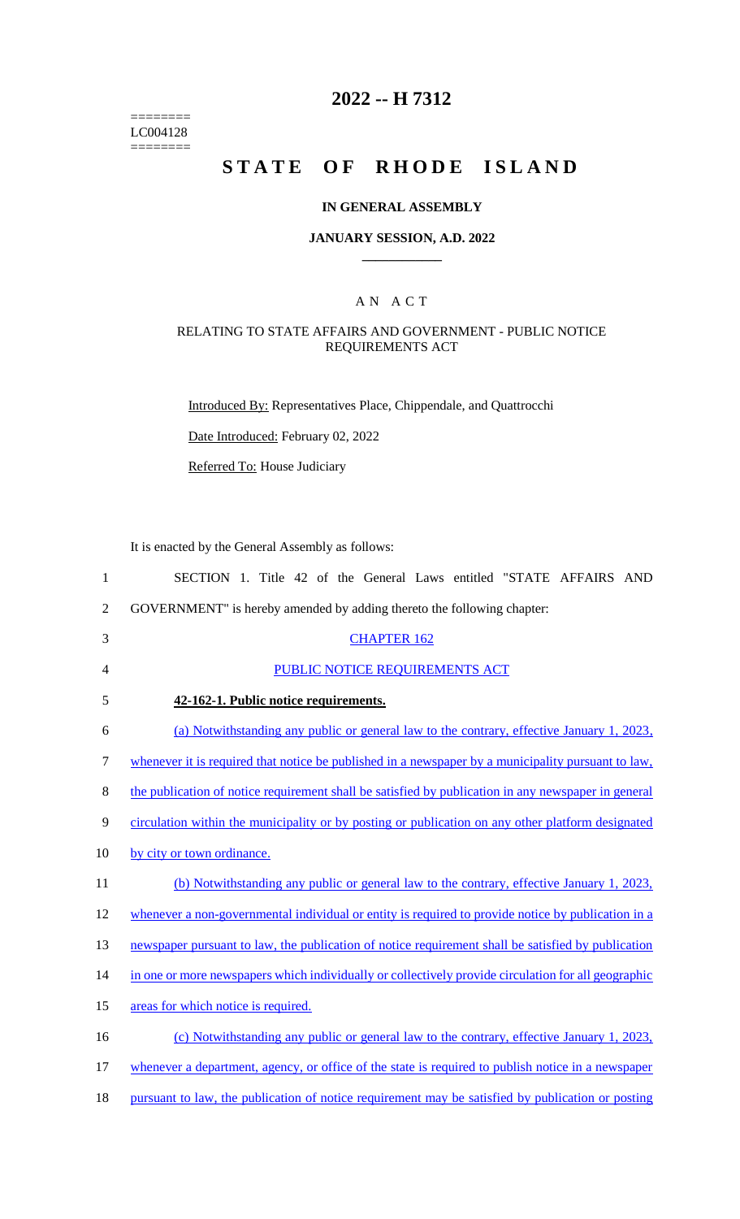# 2022 -- H 7312

========
LC004128
========

# STATE OF RHODE ISLAND

## IN GENERAL ASSEMBLY

### JANUARY SESSION, A.D. 2022

### A N A C T

RELATING TO STATE AFFAIRS AND GOVERNMENT - PUBLIC NOTICE REQUIREMENTS ACT

Introduced By: Representatives Place, Chippendale, and Quattrocchi

Date Introduced: February 02, 2022

Referred To: House Judiciary

It is enacted by the General Assembly as follows:

1 SECTION 1. Title 42 of the General Laws entitled "STATE AFFAIRS AND
2 GOVERNMENT" is hereby amended by adding thereto the following chapter:

3 CHAPTER 162

4 PUBLIC NOTICE REQUIREMENTS ACT

5 **42-162-1. Public notice requirements.**

6 (a) Notwithstanding any public or general law to the contrary, effective January 1, 2023,
7 whenever it is required that notice be published in a newspaper by a municipality pursuant to law,
8 the publication of notice requirement shall be satisfied by publication in any newspaper in general
9 circulation within the municipality or by posting or publication on any other platform designated
10 by city or town ordinance.

11 (b) Notwithstanding any public or general law to the contrary, effective January 1, 2023,
12 whenever a non-governmental individual or entity is required to provide notice by publication in a
13 newspaper pursuant to law, the publication of notice requirement shall be satisfied by publication
14 in one or more newspapers which individually or collectively provide circulation for all geographic
15 areas for which notice is required.

16 (c) Notwithstanding any public or general law to the contrary, effective January 1, 2023,
17 whenever a department, agency, or office of the state is required to publish notice in a newspaper
18 pursuant to law, the publication of notice requirement may be satisfied by publication or posting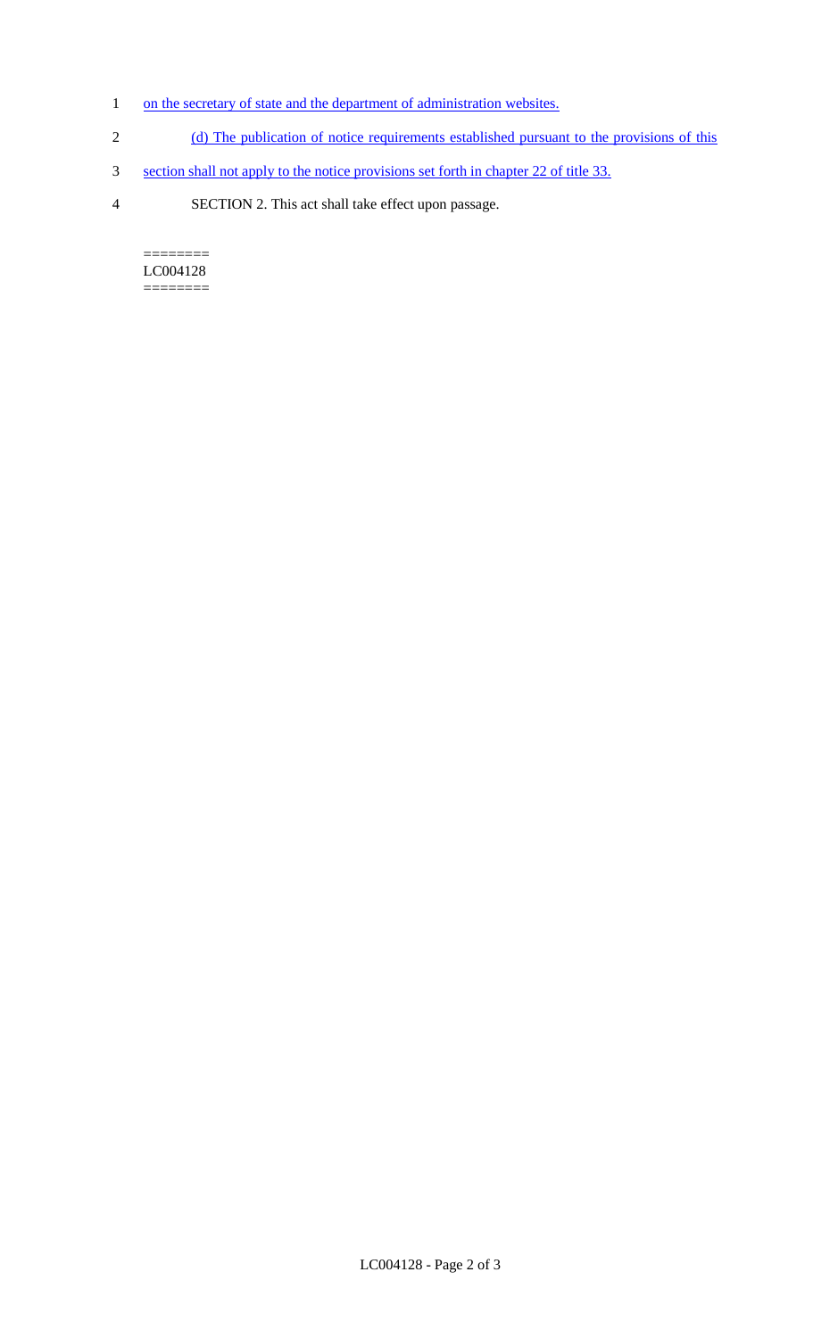on the secretary of state and the department of administration websites.

(d) The publication of notice requirements established pursuant to the provisions of this section shall not apply to the notice provisions set forth in chapter 22 of title 33.

SECTION 2. This act shall take effect upon passage.

========
LC004128
========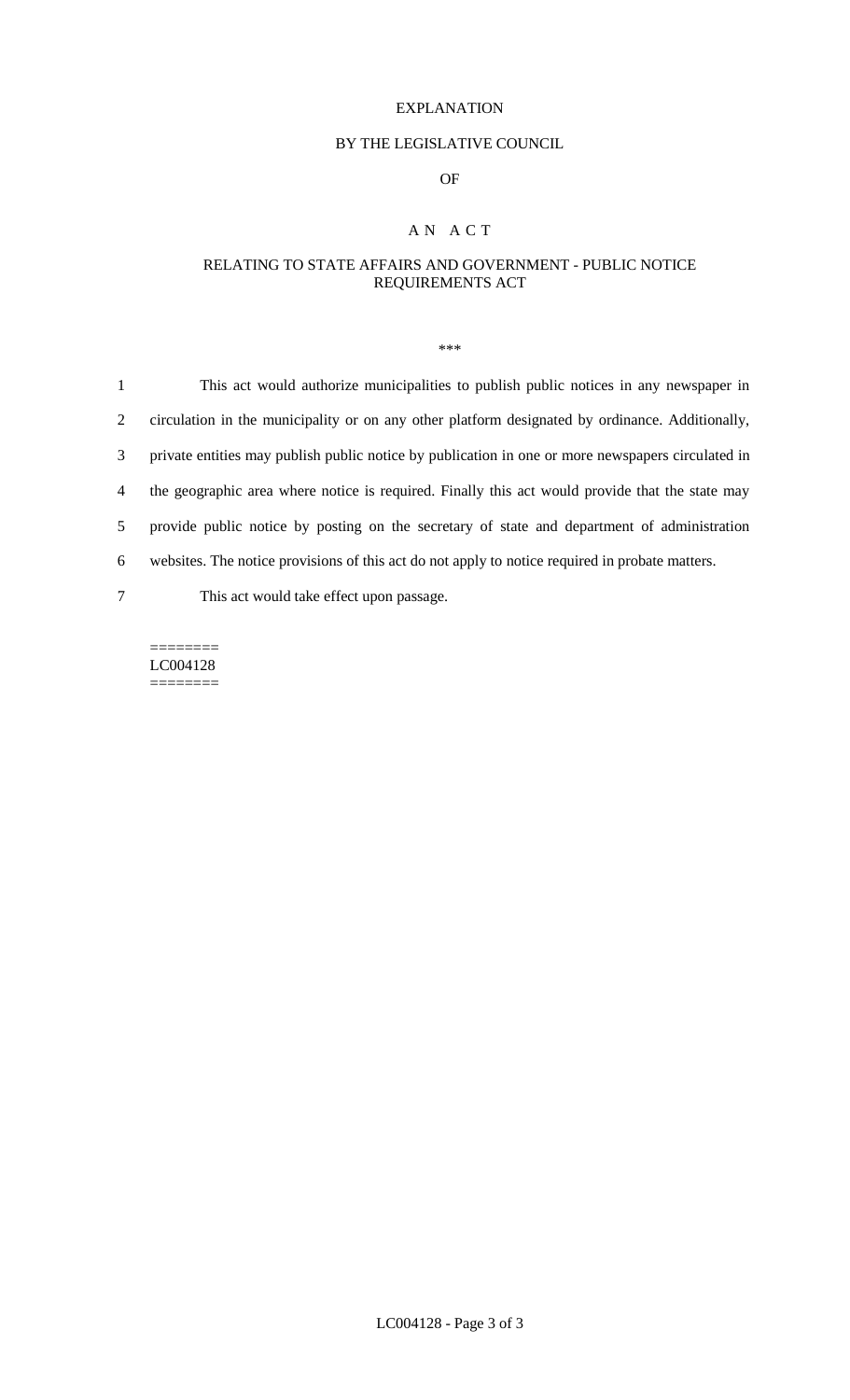EXPLANATION

BY THE LEGISLATIVE COUNCIL

OF

A N A C T

RELATING TO STATE AFFAIRS AND GOVERNMENT - PUBLIC NOTICE REQUIREMENTS ACT

\*\*\*

This act would authorize municipalities to publish public notices in any newspaper in circulation in the municipality or on any other platform designated by ordinance. Additionally, private entities may publish public notice by publication in one or more newspapers circulated in the geographic area where notice is required. Finally this act would provide that the state may provide public notice by posting on the secretary of state and department of administration websites. The notice provisions of this act do not apply to notice required in probate matters.

This act would take effect upon passage.

========
LC004128
========